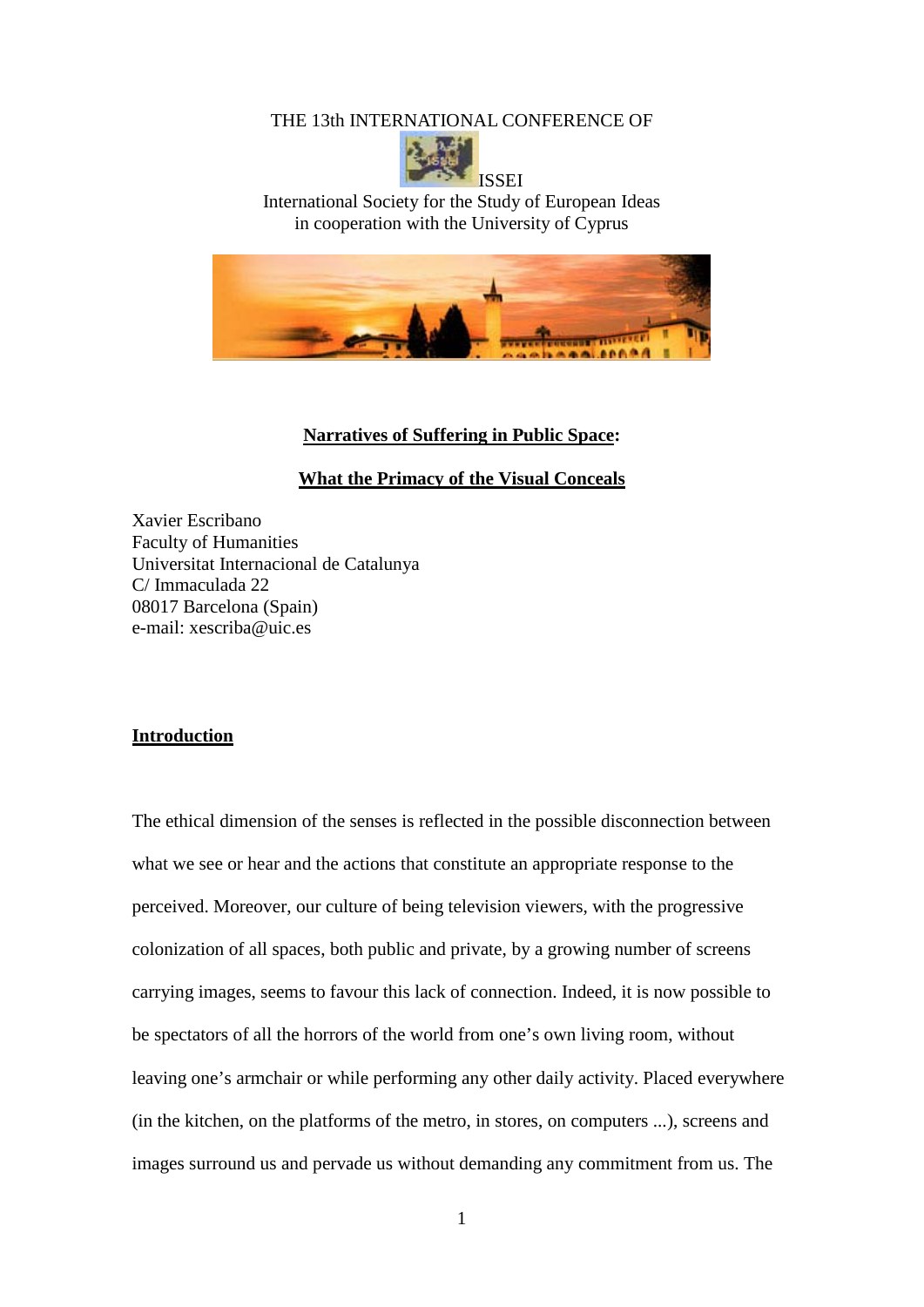THE 13th INTERNATIONAL CONFERENCE OF

ISSEI

International Society for the Study of European Ideas
in cooperation with the University of Cyprus

# **Narratives of Suffering in Public Space:**

## **What the Primacy of the Visual Conceals**

Xavier Escribano
Faculty of Humanities
Universitat Internacional de Catalunya
C/ Immaculada 22
08017 Barcelona (Spain)
e-mail: xescriba@uic.es

## **Introduction**

The ethical dimension of the senses is reflected in the possible disconnection between what we see or hear and the actions that constitute an appropriate response to the perceived. Moreover, our culture of being television viewers, with the progressive colonization of all spaces, both public and private, by a growing number of screens carrying images, seems to favour this lack of connection. Indeed, it is now possible to be spectators of all the horrors of the world from one's own living room, without leaving one's armchair or while performing any other daily activity. Placed everywhere (in the kitchen, on the platforms of the metro, in stores, on computers ...), screens and images surround us and pervade us without demanding any commitment from us. The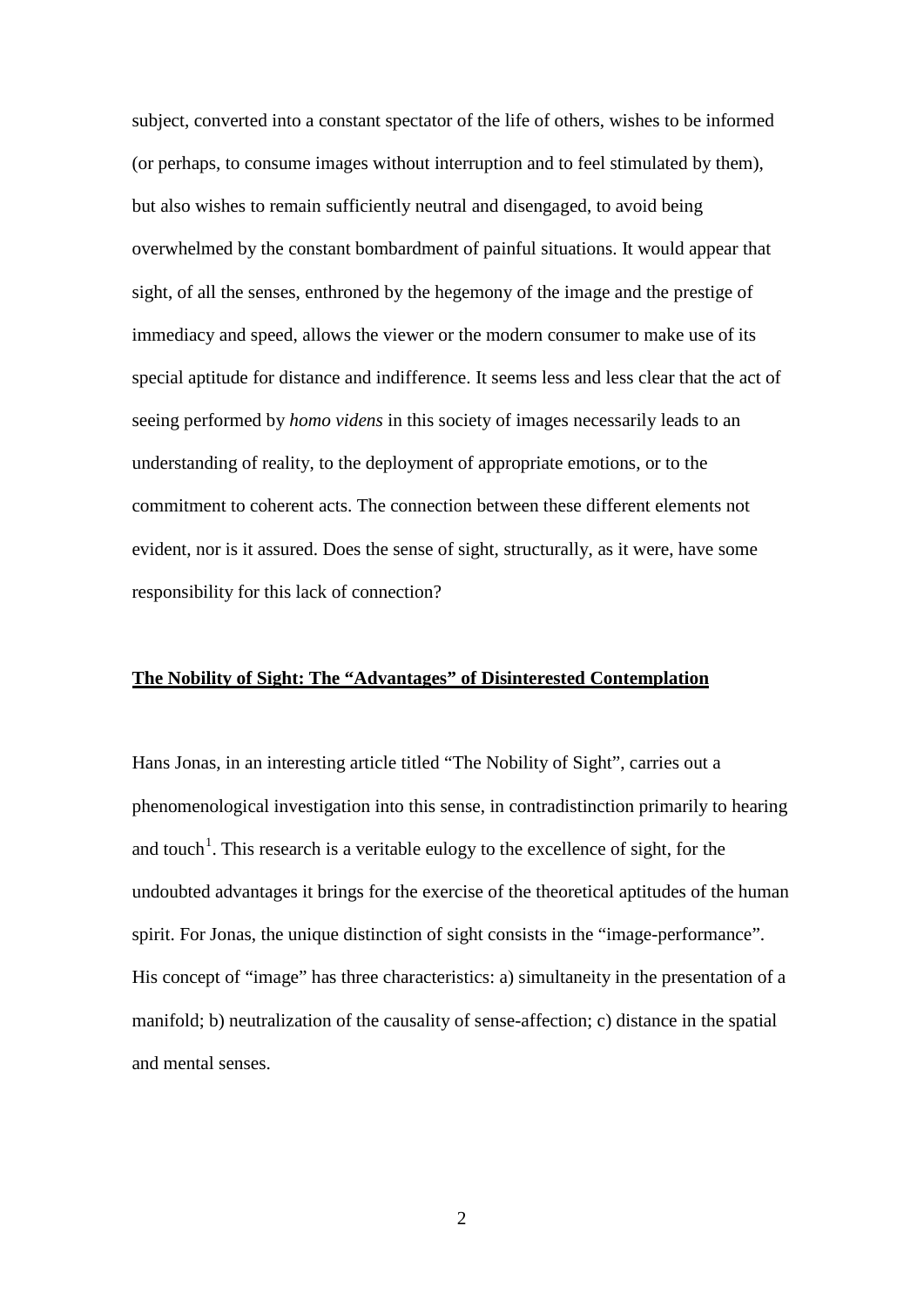subject, converted into a constant spectator of the life of others, wishes to be informed (or perhaps, to consume images without interruption and to feel stimulated by them), but also wishes to remain sufficiently neutral and disengaged, to avoid being overwhelmed by the constant bombardment of painful situations. It would appear that sight, of all the senses, enthroned by the hegemony of the image and the prestige of immediacy and speed, allows the viewer or the modern consumer to make use of its special aptitude for distance and indifference. It seems less and less clear that the act of seeing performed by *homo videns* in this society of images necessarily leads to an understanding of reality, to the deployment of appropriate emotions, or to the commitment to coherent acts. The connection between these different elements not evident, nor is it assured. Does the sense of sight, structurally, as it were, have some responsibility for this lack of connection?

## The Nobility of Sight: The "Advantages" of Disinterested Contemplation

Hans Jonas, in an interesting article titled "The Nobility of Sight", carries out a phenomenological investigation into this sense, in contradistinction primarily to hearing and touch[1]. This research is a veritable eulogy to the excellence of sight, for the undoubted advantages it brings for the exercise of the theoretical aptitudes of the human spirit. For Jonas, the unique distinction of sight consists in the "image-performance". His concept of "image" has three characteristics: a) simultaneity in the presentation of a manifold; b) neutralization of the causality of sense-affection; c) distance in the spatial and mental senses.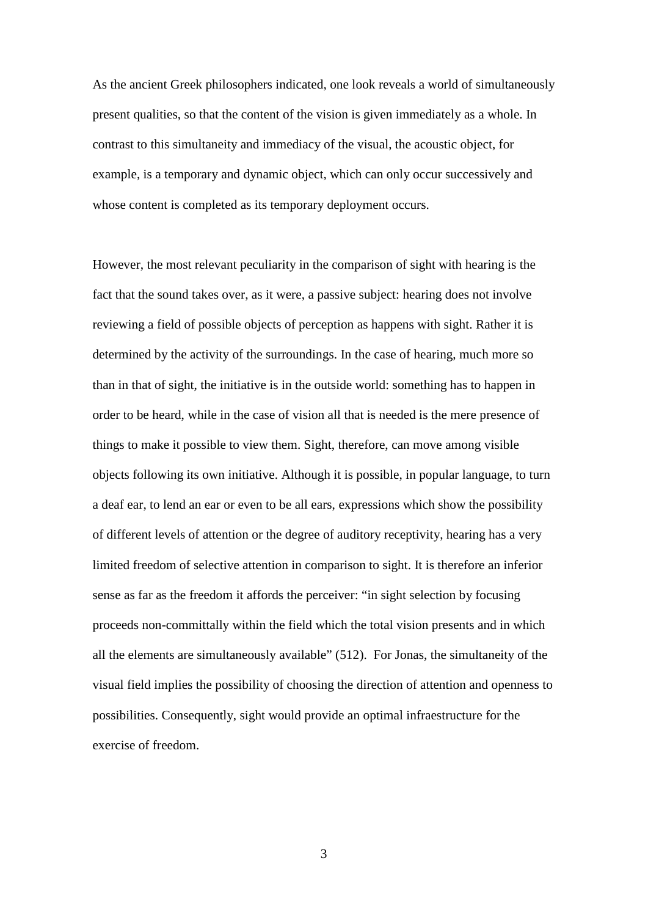As the ancient Greek philosophers indicated, one look reveals a world of simultaneously present qualities, so that the content of the vision is given immediately as a whole. In contrast to this simultaneity and immediacy of the visual, the acoustic object, for example, is a temporary and dynamic object, which can only occur successively and whose content is completed as its temporary deployment occurs.

However, the most relevant peculiarity in the comparison of sight with hearing is the fact that the sound takes over, as it were, a passive subject: hearing does not involve reviewing a field of possible objects of perception as happens with sight. Rather it is determined by the activity of the surroundings. In the case of hearing, much more so than in that of sight, the initiative is in the outside world: something has to happen in order to be heard, while in the case of vision all that is needed is the mere presence of things to make it possible to view them. Sight, therefore, can move among visible objects following its own initiative. Although it is possible, in popular language, to turn a deaf ear, to lend an ear or even to be all ears, expressions which show the possibility of different levels of attention or the degree of auditory receptivity, hearing has a very limited freedom of selective attention in comparison to sight. It is therefore an inferior sense as far as the freedom it affords the perceiver: "in sight selection by focusing proceeds non-committally within the field which the total vision presents and in which all the elements are simultaneously available" (512). For Jonas, the simultaneity of the visual field implies the possibility of choosing the direction of attention and openness to possibilities. Consequently, sight would provide an optimal infraestructure for the exercise of freedom.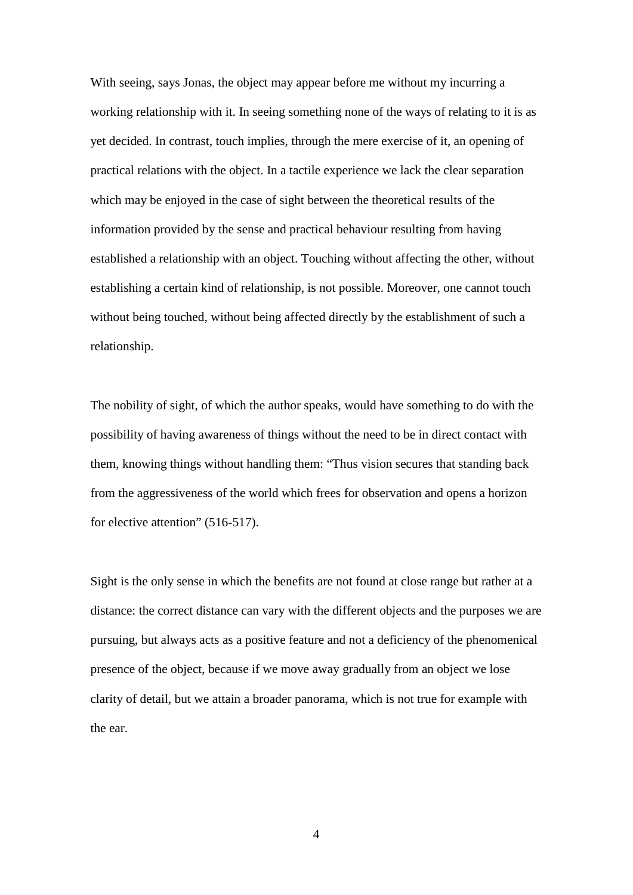With seeing, says Jonas, the object may appear before me without my incurring a working relationship with it. In seeing something none of the ways of relating to it is as yet decided. In contrast, touch implies, through the mere exercise of it, an opening of practical relations with the object. In a tactile experience we lack the clear separation which may be enjoyed in the case of sight between the theoretical results of the information provided by the sense and practical behaviour resulting from having established a relationship with an object. Touching without affecting the other, without establishing a certain kind of relationship, is not possible. Moreover, one cannot touch without being touched, without being affected directly by the establishment of such a relationship.

The nobility of sight, of which the author speaks, would have something to do with the possibility of having awareness of things without the need to be in direct contact with them, knowing things without handling them: "Thus vision secures that standing back from the aggressiveness of the world which frees for observation and opens a horizon for elective attention" (516-517).

Sight is the only sense in which the benefits are not found at close range but rather at a distance: the correct distance can vary with the different objects and the purposes we are pursuing, but always acts as a positive feature and not a deficiency of the phenomenical presence of the object, because if we move away gradually from an object we lose clarity of detail, but we attain a broader panorama, which is not true for example with the ear.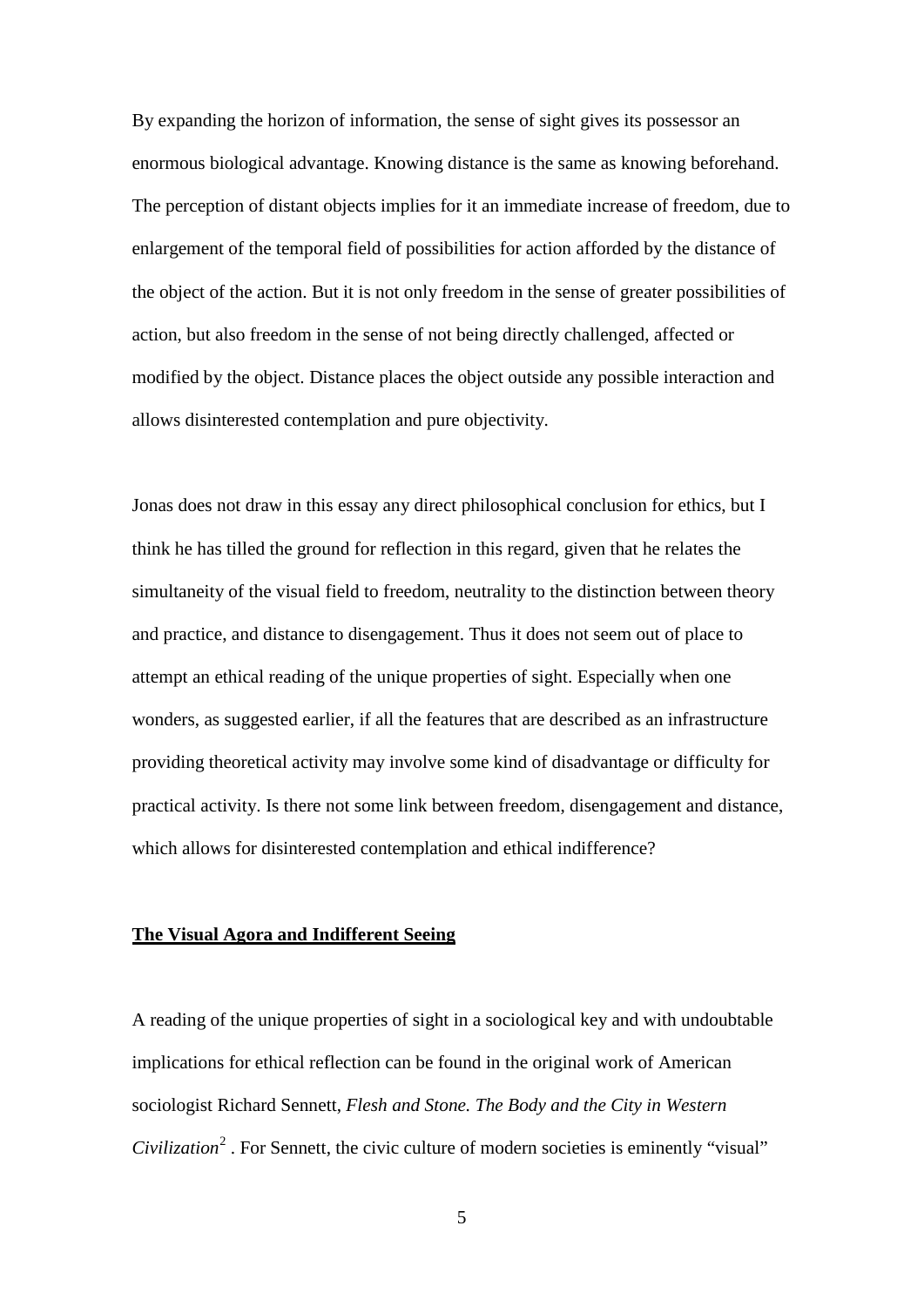By expanding the horizon of information, the sense of sight gives its possessor an enormous biological advantage. Knowing distance is the same as knowing beforehand. The perception of distant objects implies for it an immediate increase of freedom, due to enlargement of the temporal field of possibilities for action afforded by the distance of the object of the action. But it is not only freedom in the sense of greater possibilities of action, but also freedom in the sense of not being directly challenged, affected or modified by the object. Distance places the object outside any possible interaction and allows disinterested contemplation and pure objectivity.

Jonas does not draw in this essay any direct philosophical conclusion for ethics, but I think he has tilled the ground for reflection in this regard, given that he relates the simultaneity of the visual field to freedom, neutrality to the distinction between theory and practice, and distance to disengagement. Thus it does not seem out of place to attempt an ethical reading of the unique properties of sight. Especially when one wonders, as suggested earlier, if all the features that are described as an infrastructure providing theoretical activity may involve some kind of disadvantage or difficulty for practical activity. Is there not some link between freedom, disengagement and distance, which allows for disinterested contemplation and ethical indifference?

## The Visual Agora and Indifferent Seeing

A reading of the unique properties of sight in a sociological key and with undoubtable implications for ethical reflection can be found in the original work of American sociologist Richard Sennett, *Flesh and Stone. The Body and the City in Western Civilization*[2] . For Sennett, the civic culture of modern societies is eminently "visual"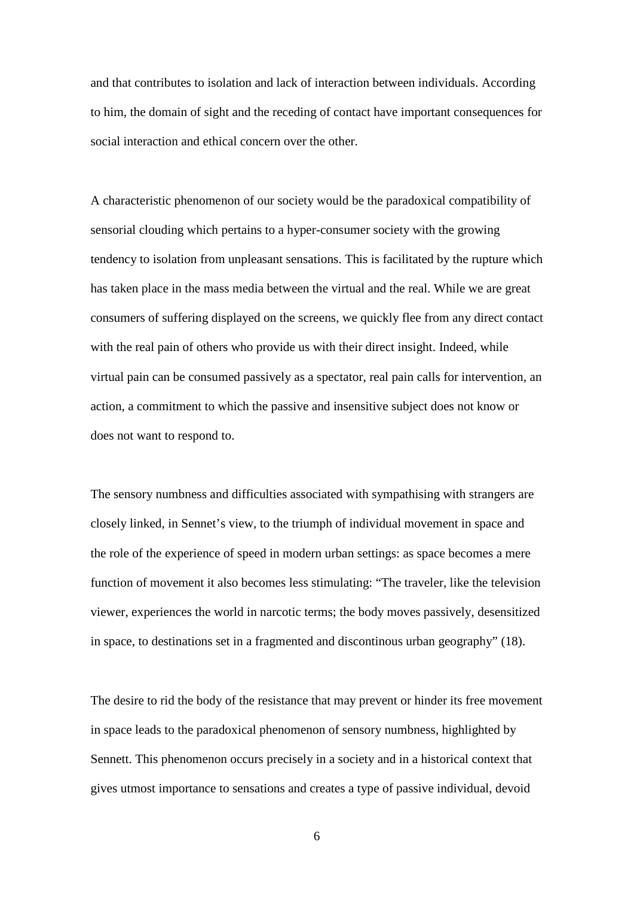and that contributes to isolation and lack of interaction between individuals. According to him, the domain of sight and the receding of contact have important consequences for social interaction and ethical concern over the other.

A characteristic phenomenon of our society would be the paradoxical compatibility of sensorial clouding which pertains to a hyper-consumer society with the growing tendency to isolation from unpleasant sensations. This is facilitated by the rupture which has taken place in the mass media between the virtual and the real. While we are great consumers of suffering displayed on the screens, we quickly flee from any direct contact with the real pain of others who provide us with their direct insight. Indeed, while virtual pain can be consumed passively as a spectator, real pain calls for intervention, an action, a commitment to which the passive and insensitive subject does not know or does not want to respond to.

The sensory numbness and difficulties associated with sympathising with strangers are closely linked, in Sennet's view, to the triumph of individual movement in space and the role of the experience of speed in modern urban settings: as space becomes a mere function of movement it also becomes less stimulating: "The traveler, like the television viewer, experiences the world in narcotic terms; the body moves passively, desensitized in space, to destinations set in a fragmented and discontinous urban geography" (18).

The desire to rid the body of the resistance that may prevent or hinder its free movement in space leads to the paradoxical phenomenon of sensory numbness, highlighted by Sennett. This phenomenon occurs precisely in a society and in a historical context that gives utmost importance to sensations and creates a type of passive individual, devoid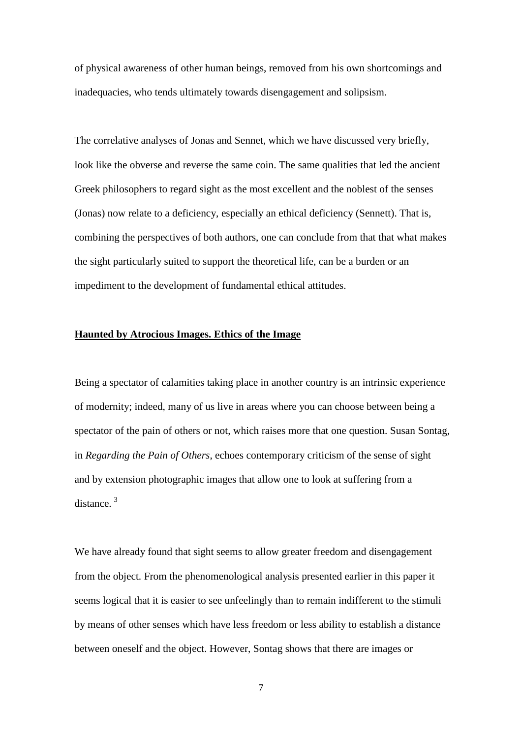of physical awareness of other human beings, removed from his own shortcomings and inadequacies, who tends ultimately towards disengagement and solipsism.

The correlative analyses of Jonas and Sennet, which we have discussed very briefly, look like the obverse and reverse the same coin. The same qualities that led the ancient Greek philosophers to regard sight as the most excellent and the noblest of the senses (Jonas) now relate to a deficiency, especially an ethical deficiency (Sennett). That is, combining the perspectives of both authors, one can conclude from that that what makes the sight particularly suited to support the theoretical life, can be a burden or an impediment to the development of fundamental ethical attitudes.

## Haunted by Atrocious Images. Ethics of the Image

Being a spectator of calamities taking place in another country is an intrinsic experience of modernity; indeed, many of us live in areas where you can choose between being a spectator of the pain of others or not, which raises more that one question. Susan Sontag, in *Regarding the Pain of Others*, echoes contemporary criticism of the sense of sight and by extension photographic images that allow one to look at suffering from a distance. [3]

We have already found that sight seems to allow greater freedom and disengagement from the object. From the phenomenological analysis presented earlier in this paper it seems logical that it is easier to see unfeelingly than to remain indifferent to the stimuli by means of other senses which have less freedom or less ability to establish a distance between oneself and the object. However, Sontag shows that there are images or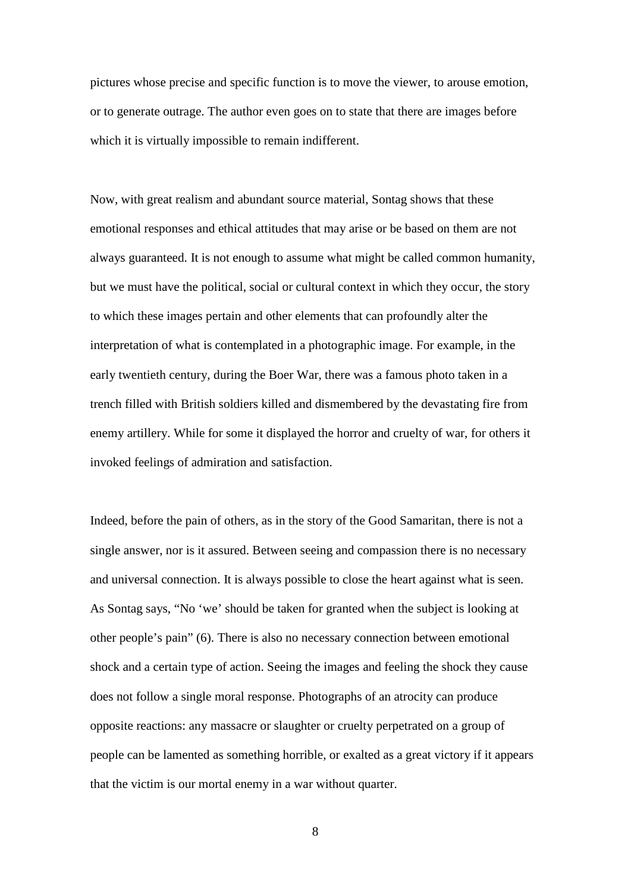pictures whose precise and specific function is to move the viewer, to arouse emotion, or to generate outrage. The author even goes on to state that there are images before which it is virtually impossible to remain indifferent.

Now, with great realism and abundant source material, Sontag shows that these emotional responses and ethical attitudes that may arise or be based on them are not always guaranteed. It is not enough to assume what might be called common humanity, but we must have the political, social or cultural context in which they occur, the story to which these images pertain and other elements that can profoundly alter the interpretation of what is contemplated in a photographic image. For example, in the early twentieth century, during the Boer War, there was a famous photo taken in a trench filled with British soldiers killed and dismembered by the devastating fire from enemy artillery. While for some it displayed the horror and cruelty of war, for others it invoked feelings of admiration and satisfaction.

Indeed, before the pain of others, as in the story of the Good Samaritan, there is not a single answer, nor is it assured. Between seeing and compassion there is no necessary and universal connection. It is always possible to close the heart against what is seen. As Sontag says, "No 'we' should be taken for granted when the subject is looking at other people's pain" (6). There is also no necessary connection between emotional shock and a certain type of action. Seeing the images and feeling the shock they cause does not follow a single moral response. Photographs of an atrocity can produce opposite reactions: any massacre or slaughter or cruelty perpetrated on a group of people can be lamented as something horrible, or exalted as a great victory if it appears that the victim is our mortal enemy in a war without quarter.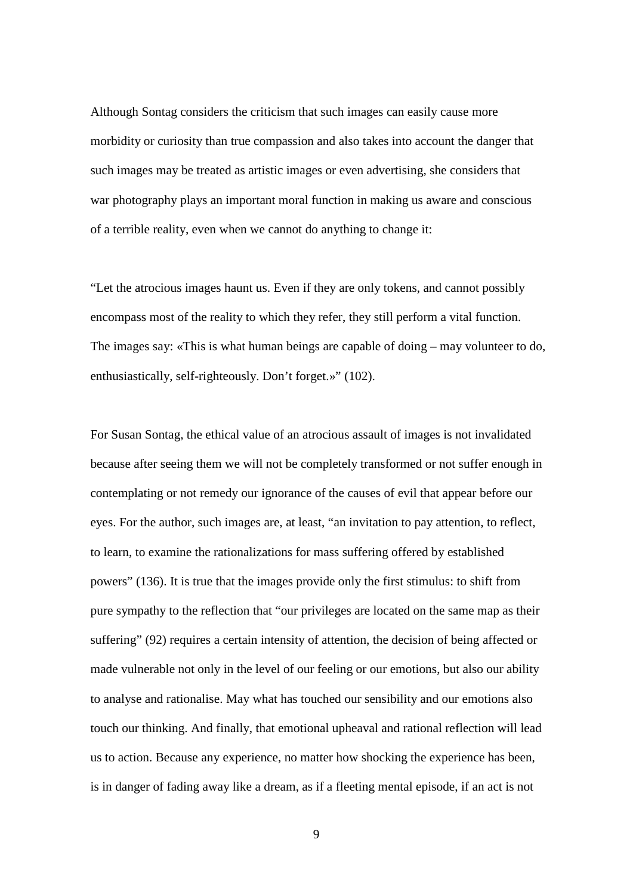Although Sontag considers the criticism that such images can easily cause more morbidity or curiosity than true compassion and also takes into account the danger that such images may be treated as artistic images or even advertising, she considers that war photography plays an important moral function in making us aware and conscious of a terrible reality, even when we cannot do anything to change it:

"Let the atrocious images haunt us. Even if they are only tokens, and cannot possibly encompass most of the reality to which they refer, they still perform a vital function. The images say: «This is what human beings are capable of doing – may volunteer to do, enthusiastically, self-righteously. Don't forget.»" (102).

For Susan Sontag, the ethical value of an atrocious assault of images is not invalidated because after seeing them we will not be completely transformed or not suffer enough in contemplating or not remedy our ignorance of the causes of evil that appear before our eyes. For the author, such images are, at least, "an invitation to pay attention, to reflect, to learn, to examine the rationalizations for mass suffering offered by established powers" (136). It is true that the images provide only the first stimulus: to shift from pure sympathy to the reflection that "our privileges are located on the same map as their suffering" (92) requires a certain intensity of attention, the decision of being affected or made vulnerable not only in the level of our feeling or our emotions, but also our ability to analyse and rationalise. May what has touched our sensibility and our emotions also touch our thinking. And finally, that emotional upheaval and rational reflection will lead us to action. Because any experience, no matter how shocking the experience has been, is in danger of fading away like a dream, as if a fleeting mental episode, if an act is not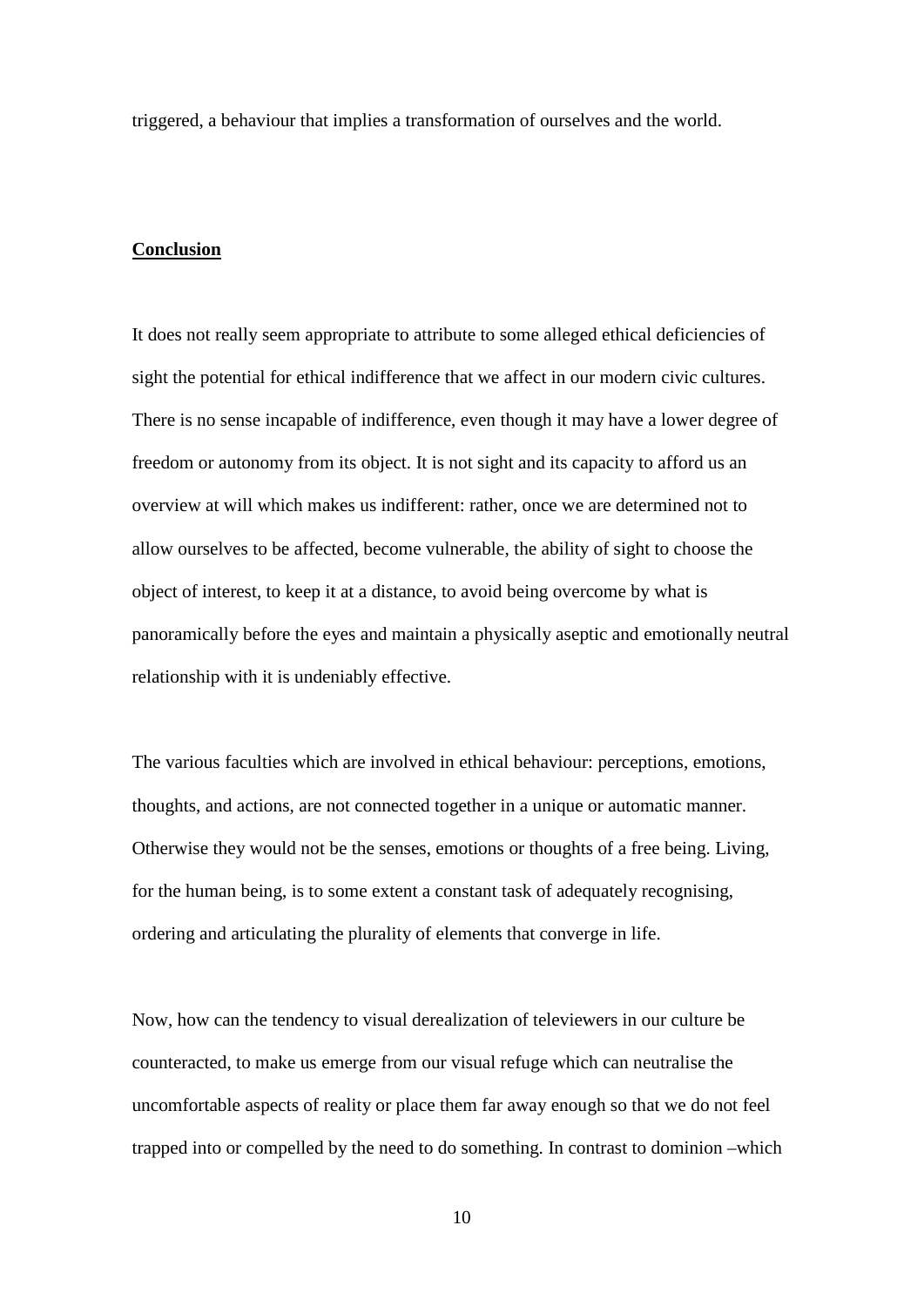triggered, a behaviour that implies a transformation of ourselves and the world.

## Conclusion

It does not really seem appropriate to attribute to some alleged ethical deficiencies of sight the potential for ethical indifference that we affect in our modern civic cultures. There is no sense incapable of indifference, even though it may have a lower degree of freedom or autonomy from its object. It is not sight and its capacity to afford us an overview at will which makes us indifferent: rather, once we are determined not to allow ourselves to be affected, become vulnerable, the ability of sight to choose the object of interest, to keep it at a distance, to avoid being overcome by what is panoramically before the eyes and maintain a physically aseptic and emotionally neutral relationship with it is undeniably effective.

The various faculties which are involved in ethical behaviour: perceptions, emotions, thoughts, and actions, are not connected together in a unique or automatic manner. Otherwise they would not be the senses, emotions or thoughts of a free being. Living, for the human being, is to some extent a constant task of adequately recognising, ordering and articulating the plurality of elements that converge in life.

Now, how can the tendency to visual derealization of televiewers in our culture be counteracted, to make us emerge from our visual refuge which can neutralise the uncomfortable aspects of reality or place them far away enough so that we do not feel trapped into or compelled by the need to do something. In contrast to dominion –which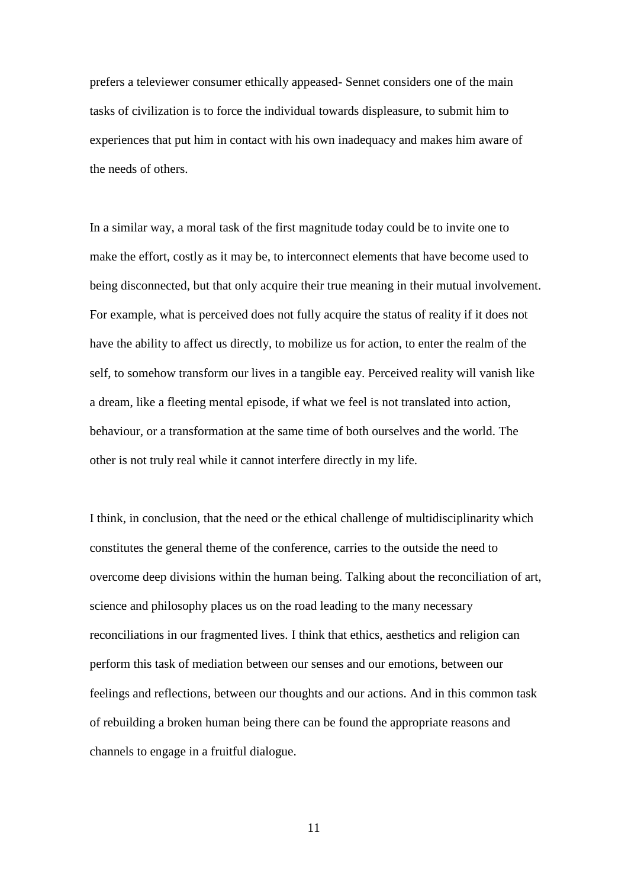prefers a televiewer consumer ethically appeased- Sennet considers one of the main tasks of civilization is to force the individual towards displeasure, to submit him to experiences that put him in contact with his own inadequacy and makes him aware of the needs of others.

In a similar way, a moral task of the first magnitude today could be to invite one to make the effort, costly as it may be, to interconnect elements that have become used to being disconnected, but that only acquire their true meaning in their mutual involvement. For example, what is perceived does not fully acquire the status of reality if it does not have the ability to affect us directly, to mobilize us for action, to enter the realm of the self, to somehow transform our lives in a tangible eay. Perceived reality will vanish like a dream, like a fleeting mental episode, if what we feel is not translated into action, behaviour, or a transformation at the same time of both ourselves and the world. The other is not truly real while it cannot interfere directly in my life.

I think, in conclusion, that the need or the ethical challenge of multidisciplinarity which constitutes the general theme of the conference, carries to the outside the need to overcome deep divisions within the human being. Talking about the reconciliation of art, science and philosophy places us on the road leading to the many necessary reconciliations in our fragmented lives. I think that ethics, aesthetics and religion can perform this task of mediation between our senses and our emotions, between our feelings and reflections, between our thoughts and our actions. And in this common task of rebuilding a broken human being there can be found the appropriate reasons and channels to engage in a fruitful dialogue.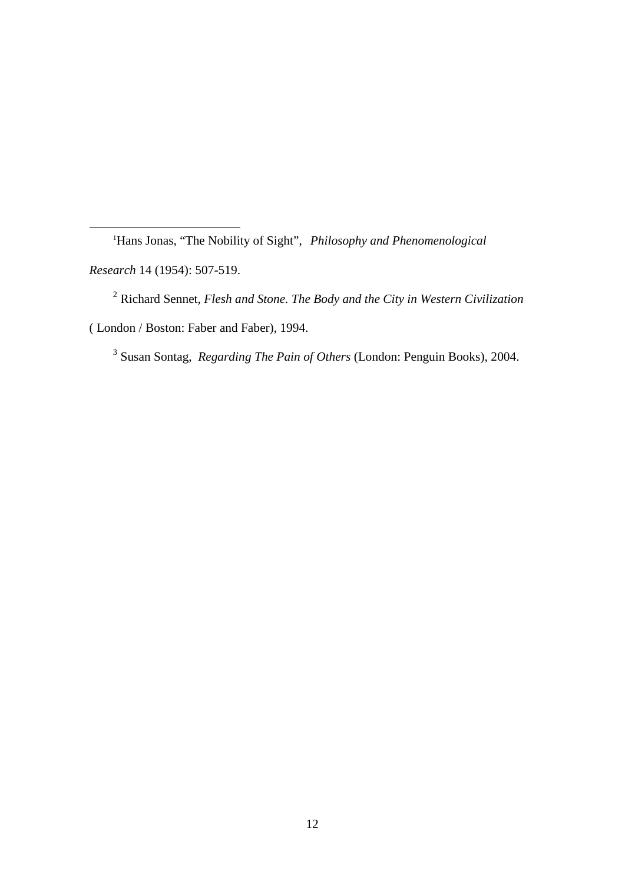[1]Hans Jonas, "The Nobility of Sight", *Philosophy and Phenomenological Research* 14 (1954): 507-519.

[2] Richard Sennet, *Flesh and Stone. The Body and the City in Western Civilization* ( London / Boston: Faber and Faber), 1994.

[3] Susan Sontag, *Regarding The Pain of Others* (London: Penguin Books), 2004.